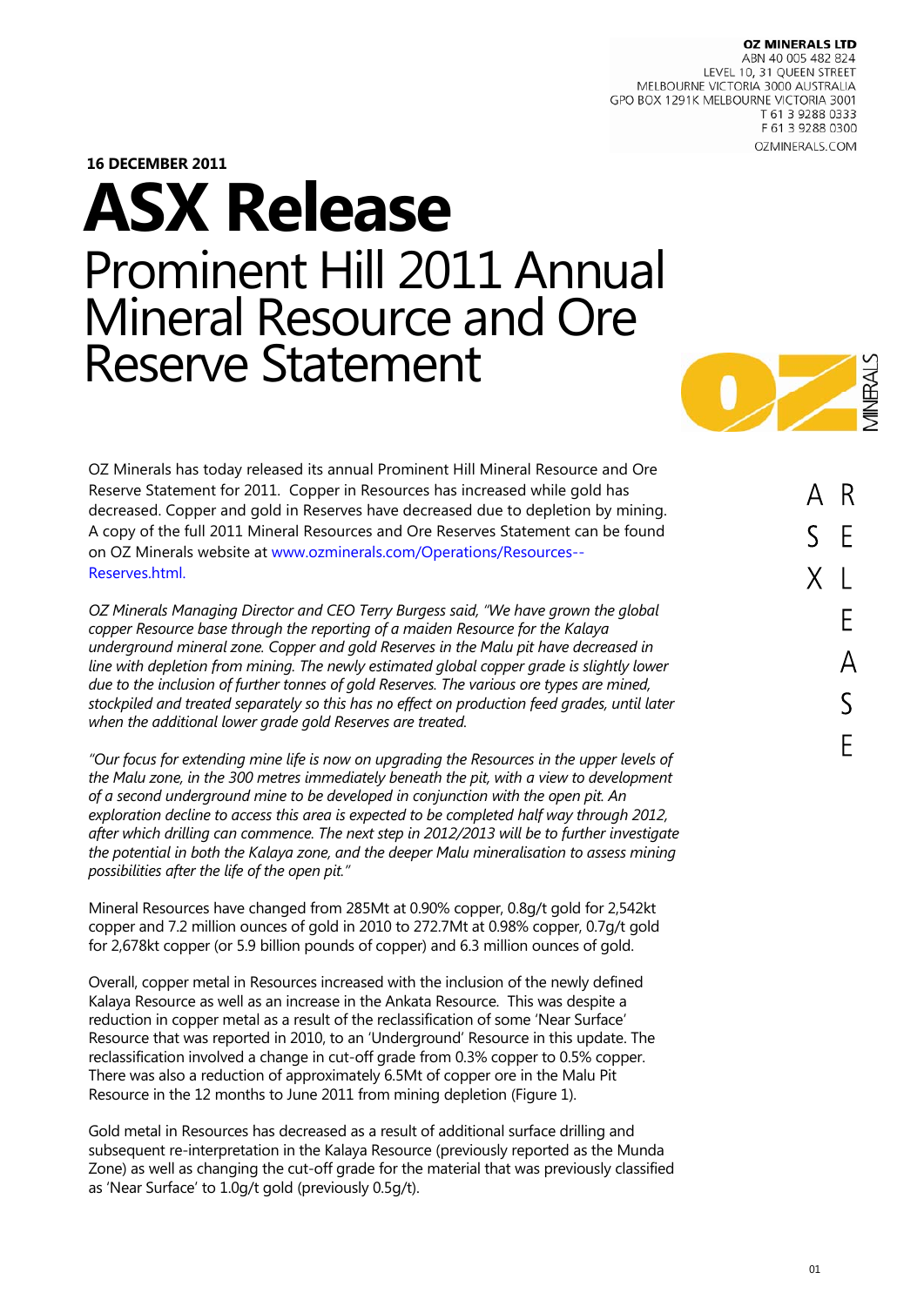**OZ MINERALS LTD**
ABN 40 005 482 824
LEVEL 10, 31 QUEEN STREET
MELBOURNE VICTORIA 3000 AUSTRALIA
GPO BOX 1291K MELBOURNE VICTORIA 3001
T 61 3 9288 0333
F 61 3 9288 0300
OZMINERALS.COM

**16 DECEMBER 2011**

# ASX Release

## Prominent Hill 2011 Annual Mineral Resource and Ore Reserve Statement

OZ Minerals has today released its annual Prominent Hill Mineral Resource and Ore Reserve Statement for 2011. Copper in Resources has increased while gold has decreased. Copper and gold in Reserves have decreased due to depletion by mining. A copy of the full 2011 Mineral Resources and Ore Reserves Statement can be found on OZ Minerals website at www.ozminerals.com/Operations/Resources--Reserves.html.

*OZ Minerals Managing Director and CEO Terry Burgess said, "We have grown the global copper Resource base through the reporting of a maiden Resource for the Kalaya underground mineral zone. Copper and gold Reserves in the Malu pit have decreased in line with depletion from mining. The newly estimated global copper grade is slightly lower due to the inclusion of further tonnes of gold Reserves. The various ore types are mined, stockpiled and treated separately so this has no effect on production feed grades, until later when the additional lower grade gold Reserves are treated.*

*"Our focus for extending mine life is now on upgrading the Resources in the upper levels of the Malu zone, in the 300 metres immediately beneath the pit, with a view to development of a second underground mine to be developed in conjunction with the open pit. An exploration decline to access this area is expected to be completed half way through 2012, after which drilling can commence. The next step in 2012/2013 will be to further investigate the potential in both the Kalaya zone, and the deeper Malu mineralisation to assess mining possibilities after the life of the open pit."*

Mineral Resources have changed from 285Mt at 0.90% copper, 0.8g/t gold for 2,542kt copper and 7.2 million ounces of gold in 2010 to 272.7Mt at 0.98% copper, 0.7g/t gold for 2,678kt copper (or 5.9 billion pounds of copper) and 6.3 million ounces of gold.

Overall, copper metal in Resources increased with the inclusion of the newly defined Kalaya Resource as well as an increase in the Ankata Resource. This was despite a reduction in copper metal as a result of the reclassification of some 'Near Surface' Resource that was reported in 2010, to an 'Underground' Resource in this update. The reclassification involved a change in cut-off grade from 0.3% copper to 0.5% copper. There was also a reduction of approximately 6.5Mt of copper ore in the Malu Pit Resource in the 12 months to June 2011 from mining depletion (Figure 1).

Gold metal in Resources has decreased as a result of additional surface drilling and subsequent re-interpretation in the Kalaya Resource (previously reported as the Munda Zone) as well as changing the cut-off grade for the material that was previously classified as 'Near Surface' to 1.0g/t gold (previously 0.5g/t).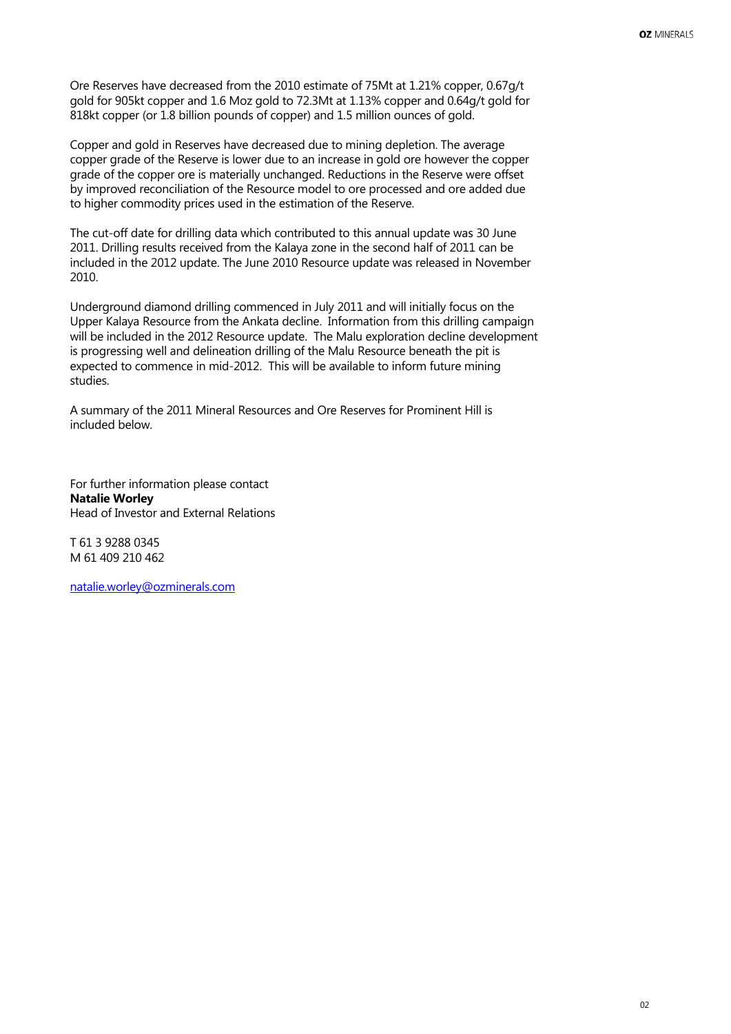Ore Reserves have decreased from the 2010 estimate of 75Mt at 1.21% copper, 0.67g/t gold for 905kt copper and 1.6 Moz gold to 72.3Mt at 1.13% copper and 0.64g/t gold for 818kt copper (or 1.8 billion pounds of copper) and 1.5 million ounces of gold.

Copper and gold in Reserves have decreased due to mining depletion. The average copper grade of the Reserve is lower due to an increase in gold ore however the copper grade of the copper ore is materially unchanged. Reductions in the Reserve were offset by improved reconciliation of the Resource model to ore processed and ore added due to higher commodity prices used in the estimation of the Reserve.

The cut-off date for drilling data which contributed to this annual update was 30 June 2011. Drilling results received from the Kalaya zone in the second half of 2011 can be included in the 2012 update. The June 2010 Resource update was released in November 2010.

Underground diamond drilling commenced in July 2011 and will initially focus on the Upper Kalaya Resource from the Ankata decline. Information from this drilling campaign will be included in the 2012 Resource update. The Malu exploration decline development is progressing well and delineation drilling of the Malu Resource beneath the pit is expected to commence in mid-2012. This will be available to inform future mining studies.

A summary of the 2011 Mineral Resources and Ore Reserves for Prominent Hill is included below.

For further information please contact
**Natalie Worley**
Head of Investor and External Relations

T 61 3 9288 0345
M 61 409 210 462

natalie.worley@ozminerals.com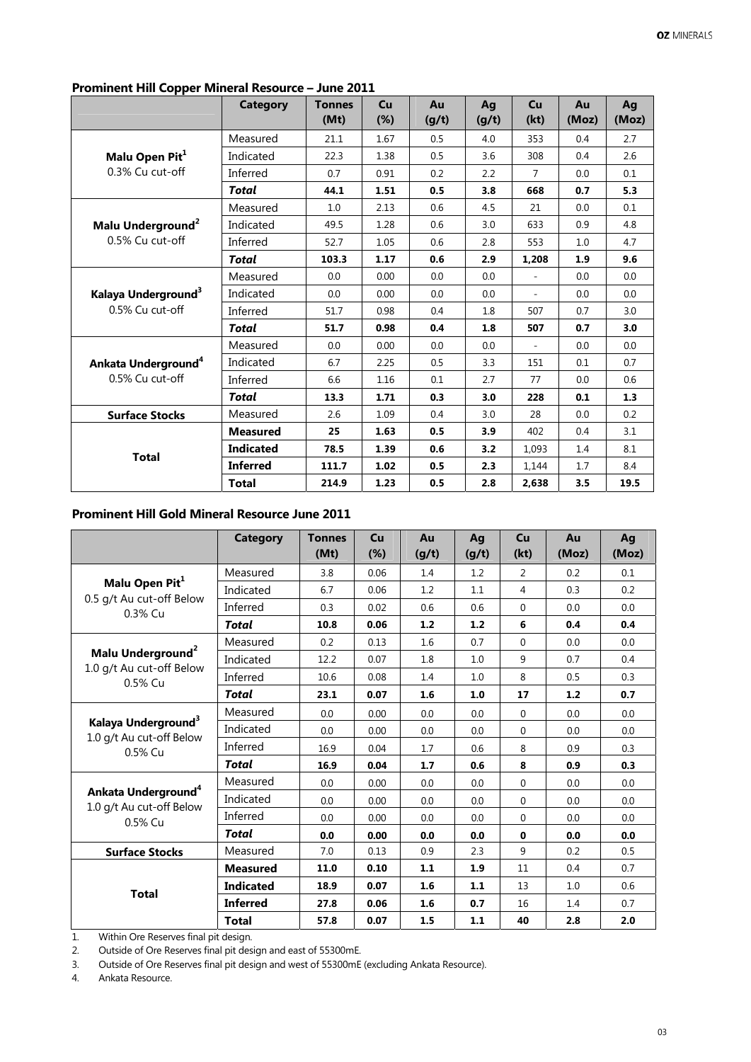### Prominent Hill Copper Mineral Resource – June 2011

| | Category | Tonnes (Mt) | Cu (%) | Au (g/t) | Ag (g/t) | Cu (kt) | Au (Moz) | Ag (Moz) |
|---|---|---|---|---|---|---|---|---|
| **Malu Open Pit[1]** 0.3% Cu cut-off | Measured | 21.1 | 1.67 | 0.5 | 4.0 | 353 | 0.4 | 2.7 |
| | Indicated | 22.3 | 1.38 | 0.5 | 3.6 | 308 | 0.4 | 2.6 |
| | Inferred | 0.7 | 0.91 | 0.2 | 2.2 | 7 | 0.0 | 0.1 |
| | ***Total*** | **44.1** | **1.51** | **0.5** | **3.8** | **668** | **0.7** | **5.3** |
| **Malu Underground[2]** 0.5% Cu cut-off | Measured | 1.0 | 2.13 | 0.6 | 4.5 | 21 | 0.0 | 0.1 |
| | Indicated | 49.5 | 1.28 | 0.6 | 3.0 | 633 | 0.9 | 4.8 |
| | Inferred | 52.7 | 1.05 | 0.6 | 2.8 | 553 | 1.0 | 4.7 |
| | ***Total*** | **103.3** | **1.17** | **0.6** | **2.9** | **1,208** | **1.9** | **9.6** |
| **Kalaya Underground[3]** 0.5% Cu cut-off | Measured | 0.0 | 0.00 | 0.0 | 0.0 | - | 0.0 | 0.0 |
| | Indicated | 0.0 | 0.00 | 0.0 | 0.0 | - | 0.0 | 0.0 |
| | Inferred | 51.7 | 0.98 | 0.4 | 1.8 | 507 | 0.7 | 3.0 |
| | ***Total*** | **51.7** | **0.98** | **0.4** | **1.8** | **507** | **0.7** | **3.0** |
| **Ankata Underground[4]** 0.5% Cu cut-off | Measured | 0.0 | 0.00 | 0.0 | 0.0 | - | 0.0 | 0.0 |
| | Indicated | 6.7 | 2.25 | 0.5 | 3.3 | 151 | 0.1 | 0.7 |
| | Inferred | 6.6 | 1.16 | 0.1 | 2.7 | 77 | 0.0 | 0.6 |
| | ***Total*** | **13.3** | **1.71** | **0.3** | **3.0** | **228** | **0.1** | **1.3** |
| **Surface Stocks** | Measured | 2.6 | 1.09 | 0.4 | 3.0 | 28 | 0.0 | 0.2 |
| **Total** | **Measured** | **25** | **1.63** | **0.5** | **3.9** | 402 | 0.4 | 3.1 |
| | **Indicated** | **78.5** | **1.39** | **0.6** | **3.2** | 1,093 | 1.4 | 8.1 |
| | **Inferred** | **111.7** | **1.02** | **0.5** | **2.3** | 1,144 | 1.7 | 8.4 |
| | **Total** | **214.9** | **1.23** | **0.5** | **2.8** | **2,638** | **3.5** | **19.5** |

### Prominent Hill Gold Mineral Resource June 2011

| | Category | Tonnes (Mt) | Cu (%) | Au (g/t) | Ag (g/t) | Cu (kt) | Au (Moz) | Ag (Moz) |
|---|---|---|---|---|---|---|---|---|
| **Malu Open Pit[1]** 0.5 g/t Au cut-off Below 0.3% Cu | Measured | 3.8 | 0.06 | 1.4 | 1.2 | 2 | 0.2 | 0.1 |
| | Indicated | 6.7 | 0.06 | 1.2 | 1.1 | 4 | 0.3 | 0.2 |
| | Inferred | 0.3 | 0.02 | 0.6 | 0.6 | 0 | 0.0 | 0.0 |
| | ***Total*** | **10.8** | **0.06** | **1.2** | **1.2** | **6** | **0.4** | **0.4** |
| **Malu Underground[2]** 1.0 g/t Au cut-off Below 0.5% Cu | Measured | 0.2 | 0.13 | 1.6 | 0.7 | 0 | 0.0 | 0.0 |
| | Indicated | 12.2 | 0.07 | 1.8 | 1.0 | 9 | 0.7 | 0.4 |
| | Inferred | 10.6 | 0.08 | 1.4 | 1.0 | 8 | 0.5 | 0.3 |
| | ***Total*** | **23.1** | **0.07** | **1.6** | **1.0** | **17** | **1.2** | **0.7** |
| **Kalaya Underground[3]** 1.0 g/t Au cut-off Below 0.5% Cu | Measured | 0.0 | 0.00 | 0.0 | 0.0 | 0 | 0.0 | 0.0 |
| | Indicated | 0.0 | 0.00 | 0.0 | 0.0 | 0 | 0.0 | 0.0 |
| | Inferred | 16.9 | 0.04 | 1.7 | 0.6 | 8 | 0.9 | 0.3 |
| | ***Total*** | **16.9** | **0.04** | **1.7** | **0.6** | **8** | **0.9** | **0.3** |
| **Ankata Underground[4]** 1.0 g/t Au cut-off Below 0.5% Cu | Measured | 0.0 | 0.00 | 0.0 | 0.0 | 0 | 0.0 | 0.0 |
| | Indicated | 0.0 | 0.00 | 0.0 | 0.0 | 0 | 0.0 | 0.0 |
| | Inferred | 0.0 | 0.00 | 0.0 | 0.0 | 0 | 0.0 | 0.0 |
| | ***Total*** | **0.0** | **0.00** | **0.0** | **0.0** | **0** | **0.0** | **0.0** |
| **Surface Stocks** | Measured | 7.0 | 0.13 | 0.9 | 2.3 | 9 | 0.2 | 0.5 |
| **Total** | **Measured** | **11.0** | **0.10** | **1.1** | **1.9** | 11 | 0.4 | 0.7 |
| | **Indicated** | **18.9** | **0.07** | **1.6** | **1.1** | 13 | 1.0 | 0.6 |
| | **Inferred** | **27.8** | **0.06** | **1.6** | **0.7** | 16 | 1.4 | 0.7 |
| | **Total** | **57.8** | **0.07** | **1.5** | **1.1** | **40** | **2.8** | **2.0** |

1. Within Ore Reserves final pit design.
2. Outside of Ore Reserves final pit design and east of 55300mE.
3. Outside of Ore Reserves final pit design and west of 55300mE (excluding Ankata Resource).
4. Ankata Resource.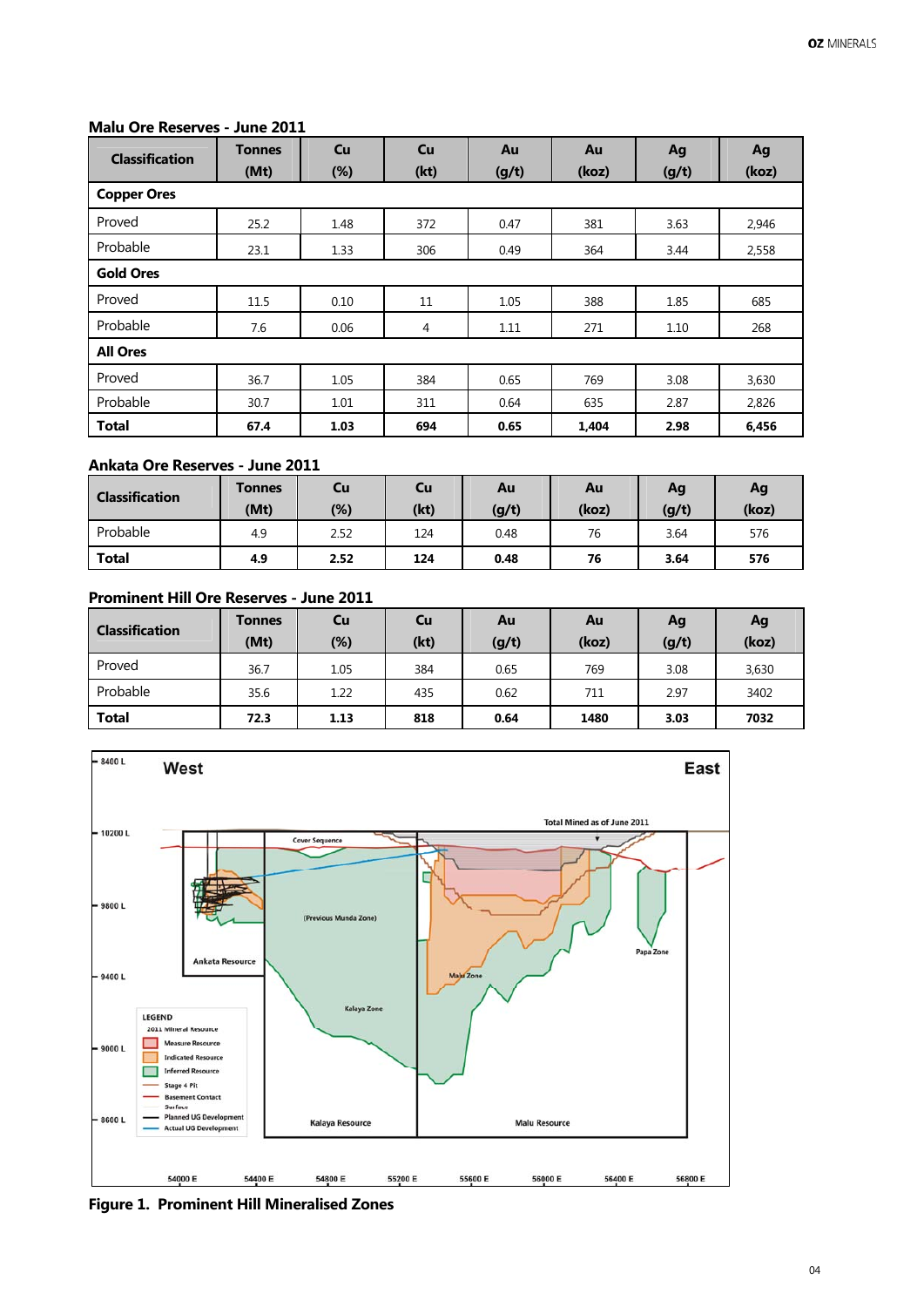### Malu Ore Reserves - June 2011

| Classification | Tonnes (Mt) | Cu (%) | Cu (kt) | Au (g/t) | Au (koz) | Ag (g/t) | Ag (koz) |
|---|---|---|---|---|---|---|---|
| **Copper Ores** | | | | | | | |
| Proved | 25.2 | 1.48 | 372 | 0.47 | 381 | 3.63 | 2,946 |
| Probable | 23.1 | 1.33 | 306 | 0.49 | 364 | 3.44 | 2,558 |
| **Gold Ores** | | | | | | | |
| Proved | 11.5 | 0.10 | 11 | 1.05 | 388 | 1.85 | 685 |
| Probable | 7.6 | 0.06 | 4 | 1.11 | 271 | 1.10 | 268 |
| **All Ores** | | | | | | | |
| Proved | 36.7 | 1.05 | 384 | 0.65 | 769 | 3.08 | 3,630 |
| Probable | 30.7 | 1.01 | 311 | 0.64 | 635 | 2.87 | 2,826 |
| **Total** | **67.4** | **1.03** | **694** | **0.65** | **1,404** | **2.98** | **6,456** |

### Ankata Ore Reserves - June 2011

| Classification | Tonnes (Mt) | Cu (%) | Cu (kt) | Au (g/t) | Au (koz) | Ag (g/t) | Ag (koz) |
|---|---|---|---|---|---|---|---|
| Probable | 4.9 | 2.52 | 124 | 0.48 | 76 | 3.64 | 576 |
| **Total** | **4.9** | **2.52** | **124** | **0.48** | **76** | **3.64** | **576** |

### Prominent Hill Ore Reserves - June 2011

| Classification | Tonnes (Mt) | Cu (%) | Cu (kt) | Au (g/t) | Au (koz) | Ag (g/t) | Ag (koz) |
|---|---|---|---|---|---|---|---|
| Proved | 36.7 | 1.05 | 384 | 0.65 | 769 | 3.08 | 3,630 |
| Probable | 35.6 | 1.22 | 435 | 0.62 | 711 | 2.97 | 3402 |
| **Total** | **72.3** | **1.13** | **818** | **0.64** | **1480** | **3.03** | **7032** |

**Figure 1. Prominent Hill Mineralised Zones**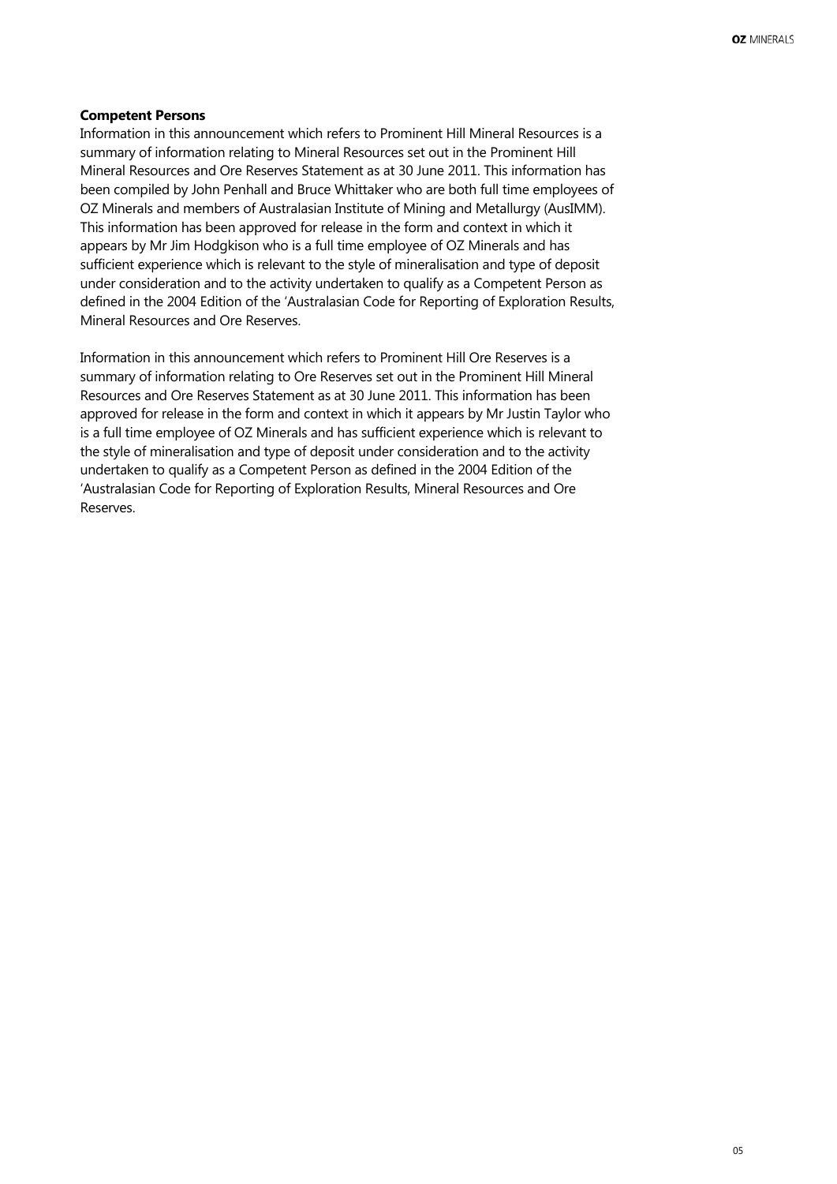**Competent Persons**

Information in this announcement which refers to Prominent Hill Mineral Resources is a summary of information relating to Mineral Resources set out in the Prominent Hill Mineral Resources and Ore Reserves Statement as at 30 June 2011. This information has been compiled by John Penhall and Bruce Whittaker who are both full time employees of OZ Minerals and members of Australasian Institute of Mining and Metallurgy (AusIMM). This information has been approved for release in the form and context in which it appears by Mr Jim Hodgkison who is a full time employee of OZ Minerals and has sufficient experience which is relevant to the style of mineralisation and type of deposit under consideration and to the activity undertaken to qualify as a Competent Person as defined in the 2004 Edition of the 'Australasian Code for Reporting of Exploration Results, Mineral Resources and Ore Reserves.

Information in this announcement which refers to Prominent Hill Ore Reserves is a summary of information relating to Ore Reserves set out in the Prominent Hill Mineral Resources and Ore Reserves Statement as at 30 June 2011. This information has been approved for release in the form and context in which it appears by Mr Justin Taylor who is a full time employee of OZ Minerals and has sufficient experience which is relevant to the style of mineralisation and type of deposit under consideration and to the activity undertaken to qualify as a Competent Person as defined in the 2004 Edition of the 'Australasian Code for Reporting of Exploration Results, Mineral Resources and Ore Reserves.